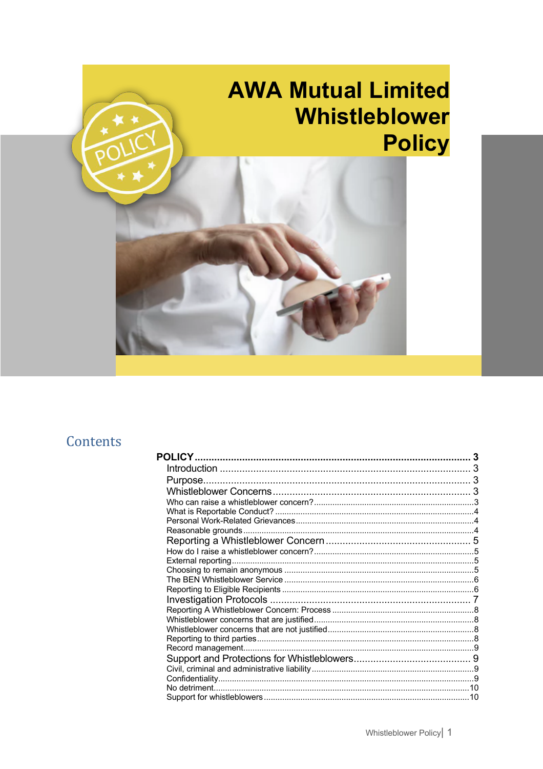# AWA Mutual Limited Whistleblower Policy

## Contents

**POLICY** ... **3**

- Introduction ... 3
- Purpose ... 3
- Whistleblower Concerns ... 3
  - Who can raise a whistleblower concern? ... 3
  - What is Reportable Conduct? ... 4
  - Personal Work-Related Grievances ... 4
  - Reasonable grounds ... 4
- Reporting a Whistleblower Concern ... 5
  - How do I raise a whistleblower concern? ... 5
  - External reporting ... 5
  - Choosing to remain anonymous ... 5
  - The BEN Whistleblower Service ... 6
  - Reporting to Eligible Recipients ... 6
- Investigation Protocols ... 7
  - Reporting A Whistleblower Concern: Process ... 8
  - Whistleblower concerns that are justified ... 8
  - Whistleblower concerns that are not justified ... 8
  - Reporting to third parties ... 8
  - Record management ... 9
- Support and Protections for Whistleblowers ... 9
  - Civil, criminal and administrative liability ... 9
  - Confidentiality ... 9
  - No detriment ... 10
  - Support for whistleblowers ... 10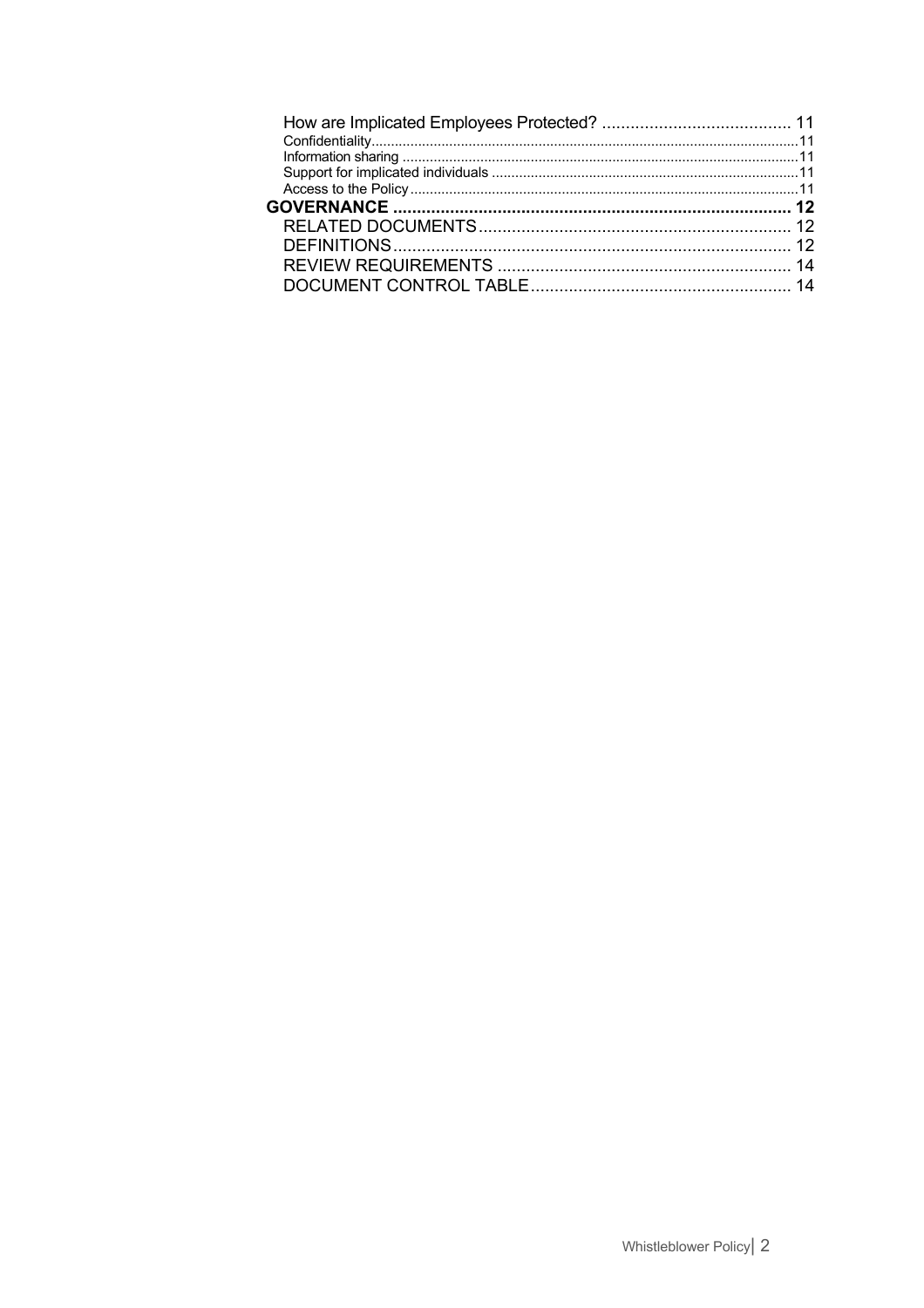How are Implicated Employees Protected? ........................................ 11
Confidentiality........................................................................................................11
Information sharing .................................................................................................11
Support for implicated individuals ...........................................................................11
Access to the Policy ................................................................................................11
**GOVERNANCE ................................................................................ 12**
RELATED DOCUMENTS ................................................................ 12
DEFINITIONS .................................................................................. 12
REVIEW REQUIREMENTS ............................................................. 14
DOCUMENT CONTROL TABLE ...................................................... 14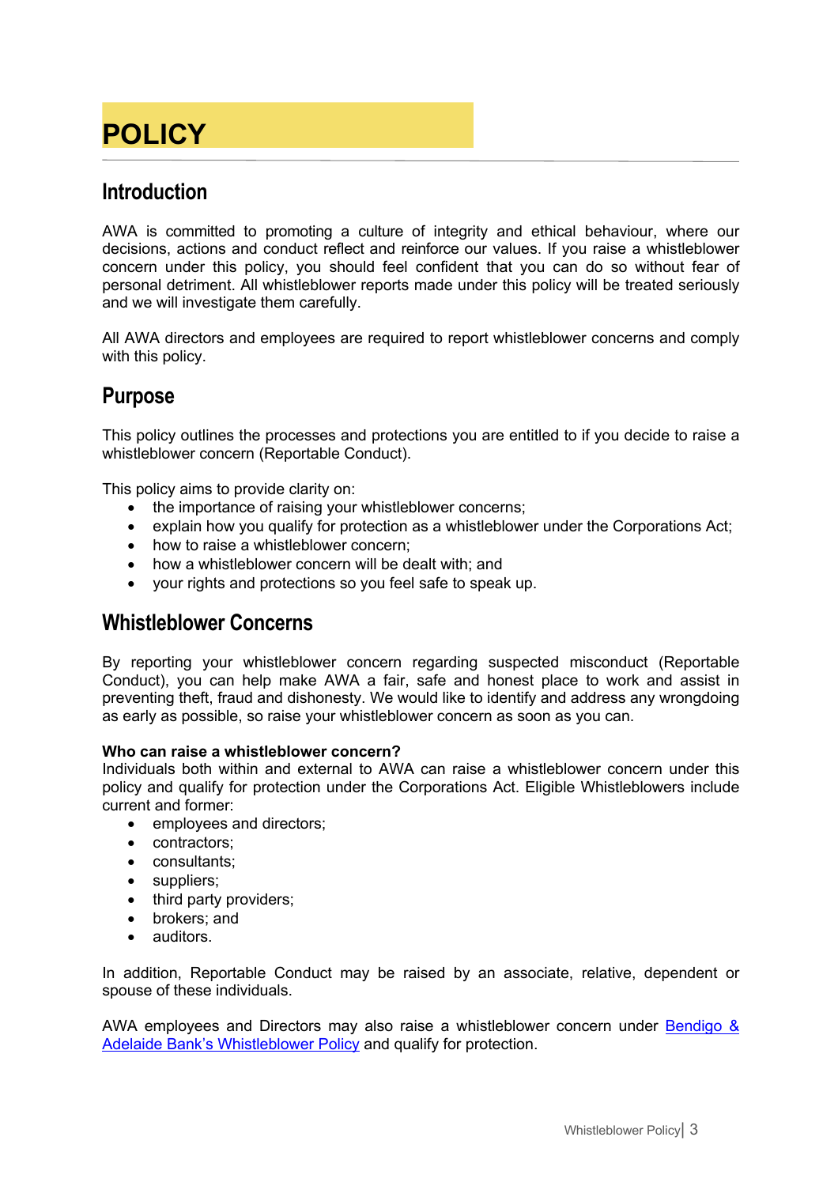# POLICY

## Introduction

AWA is committed to promoting a culture of integrity and ethical behaviour, where our decisions, actions and conduct reflect and reinforce our values. If you raise a whistleblower concern under this policy, you should feel confident that you can do so without fear of personal detriment. All whistleblower reports made under this policy will be treated seriously and we will investigate them carefully.

All AWA directors and employees are required to report whistleblower concerns and comply with this policy.

## Purpose

This policy outlines the processes and protections you are entitled to if you decide to raise a whistleblower concern (Reportable Conduct).

This policy aims to provide clarity on:

- the importance of raising your whistleblower concerns;
- explain how you qualify for protection as a whistleblower under the Corporations Act;
- how to raise a whistleblower concern;
- how a whistleblower concern will be dealt with; and
- your rights and protections so you feel safe to speak up.

## Whistleblower Concerns

By reporting your whistleblower concern regarding suspected misconduct (Reportable Conduct), you can help make AWA a fair, safe and honest place to work and assist in preventing theft, fraud and dishonesty. We would like to identify and address any wrongdoing as early as possible, so raise your whistleblower concern as soon as you can.

**Who can raise a whistleblower concern?**
Individuals both within and external to AWA can raise a whistleblower concern under this policy and qualify for protection under the Corporations Act. Eligible Whistleblowers include current and former:

- employees and directors;
- contractors;
- consultants;
- suppliers;
- third party providers;
- brokers; and
- auditors.

In addition, Reportable Conduct may be raised by an associate, relative, dependent or spouse of these individuals.

AWA employees and Directors may also raise a whistleblower concern under Bendigo & Adelaide Bank's Whistleblower Policy and qualify for protection.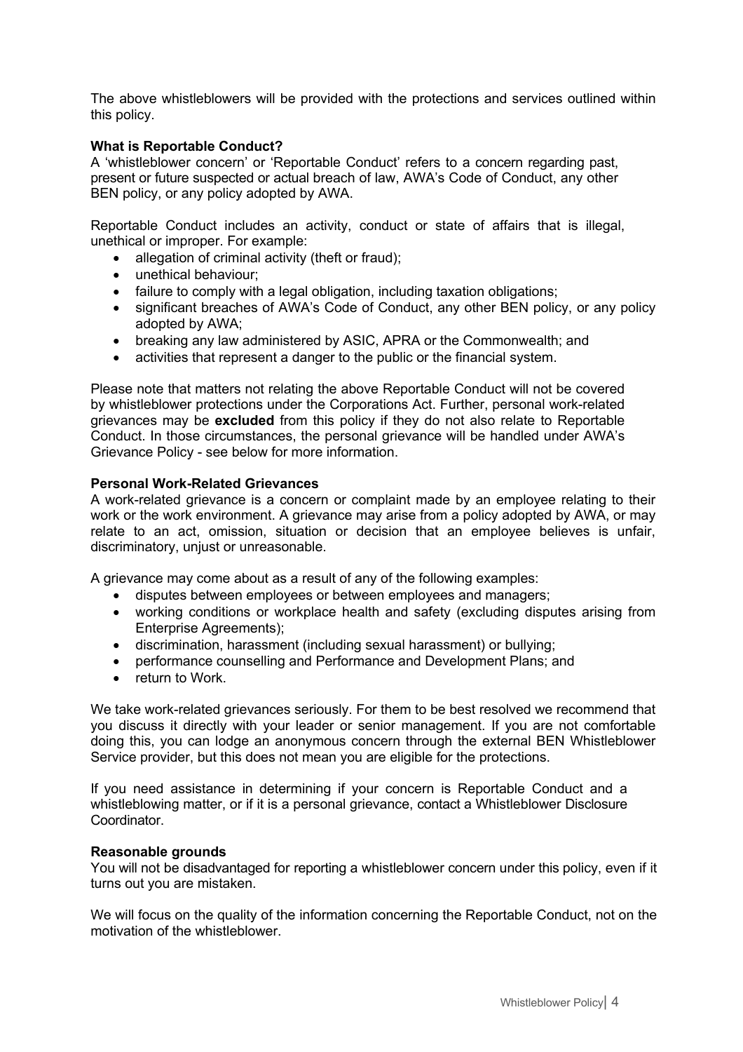The above whistleblowers will be provided with the protections and services outlined within this policy.

### What is Reportable Conduct?

A 'whistleblower concern' or 'Reportable Conduct' refers to a concern regarding past, present or future suspected or actual breach of law, AWA's Code of Conduct, any other BEN policy, or any policy adopted by AWA.

Reportable Conduct includes an activity, conduct or state of affairs that is illegal, unethical or improper. For example:

- allegation of criminal activity (theft or fraud);
- unethical behaviour;
- failure to comply with a legal obligation, including taxation obligations;
- significant breaches of AWA's Code of Conduct, any other BEN policy, or any policy adopted by AWA;
- breaking any law administered by ASIC, APRA or the Commonwealth; and
- activities that represent a danger to the public or the financial system.

Please note that matters not relating the above Reportable Conduct will not be covered by whistleblower protections under the Corporations Act. Further, personal work-related grievances may be **excluded** from this policy if they do not also relate to Reportable Conduct. In those circumstances, the personal grievance will be handled under AWA's Grievance Policy - see below for more information.

### Personal Work-Related Grievances

A work-related grievance is a concern or complaint made by an employee relating to their work or the work environment. A grievance may arise from a policy adopted by AWA, or may relate to an act, omission, situation or decision that an employee believes is unfair, discriminatory, unjust or unreasonable.

A grievance may come about as a result of any of the following examples:

- disputes between employees or between employees and managers;
- working conditions or workplace health and safety (excluding disputes arising from Enterprise Agreements);
- discrimination, harassment (including sexual harassment) or bullying;
- performance counselling and Performance and Development Plans; and
- return to Work.

We take work-related grievances seriously. For them to be best resolved we recommend that you discuss it directly with your leader or senior management. If you are not comfortable doing this, you can lodge an anonymous concern through the external BEN Whistleblower Service provider, but this does not mean you are eligible for the protections.

If you need assistance in determining if your concern is Reportable Conduct and a whistleblowing matter, or if it is a personal grievance, contact a Whistleblower Disclosure Coordinator.

### Reasonable grounds

You will not be disadvantaged for reporting a whistleblower concern under this policy, even if it turns out you are mistaken.

We will focus on the quality of the information concerning the Reportable Conduct, not on the motivation of the whistleblower.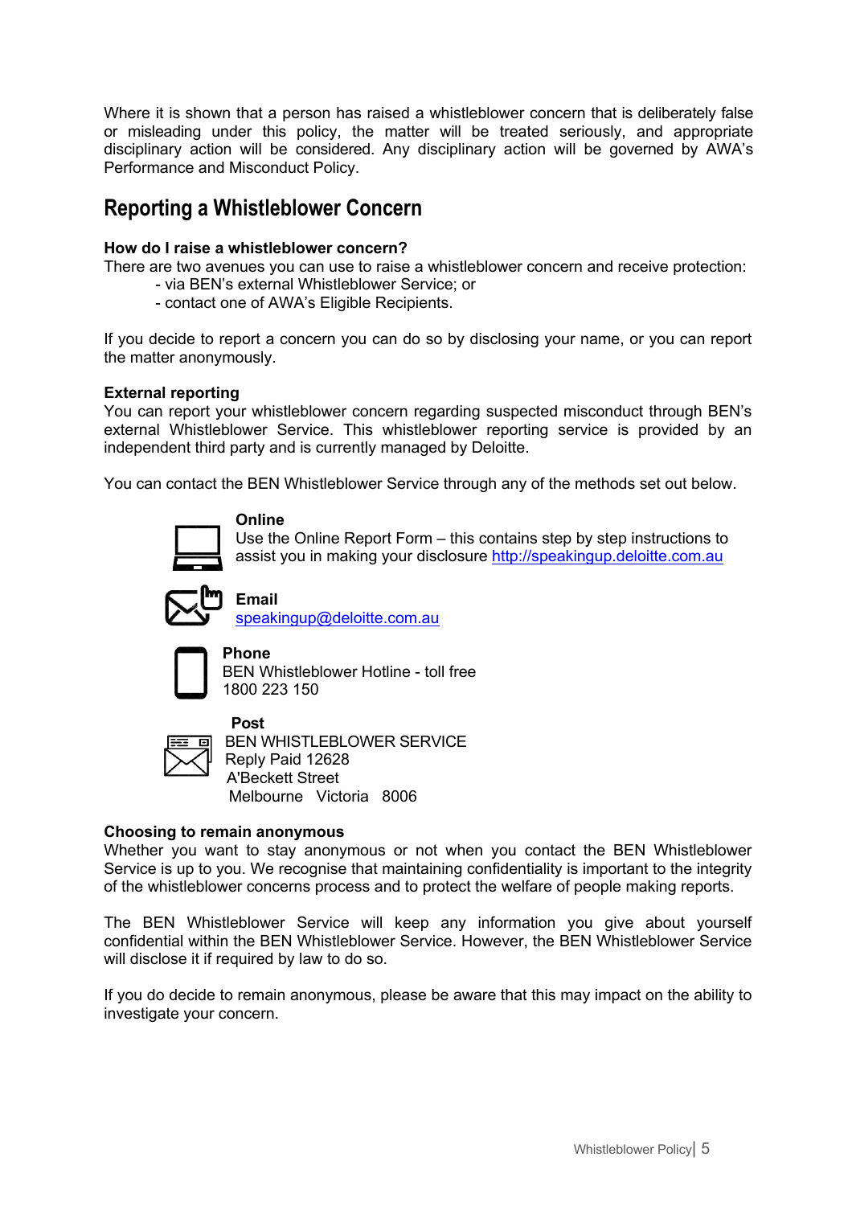Where it is shown that a person has raised a whistleblower concern that is deliberately false or misleading under this policy, the matter will be treated seriously, and appropriate disciplinary action will be considered. Any disciplinary action will be governed by AWA's Performance and Misconduct Policy.

## Reporting a Whistleblower Concern

**How do I raise a whistleblower concern?**
There are two avenues you can use to raise a whistleblower concern and receive protection:

- via BEN's external Whistleblower Service; or
- contact one of AWA's Eligible Recipients.

If you decide to report a concern you can do so by disclosing your name, or you can report the matter anonymously.

**External reporting**
You can report your whistleblower concern regarding suspected misconduct through BEN's external Whistleblower Service. This whistleblower reporting service is provided by an independent third party and is currently managed by Deloitte.

You can contact the BEN Whistleblower Service through any of the methods set out below.

**Online**
Use the Online Report Form – this contains step by step instructions to assist you in making your disclosure http://speakingup.deloitte.com.au

**Email**
speakingup@deloitte.com.au

**Phone**
BEN Whistleblower Hotline - toll free
1800 223 150

**Post**
BEN WHISTLEBLOWER SERVICE
Reply Paid 12628
A'Beckett Street
Melbourne Victoria 8006

**Choosing to remain anonymous**
Whether you want to stay anonymous or not when you contact the BEN Whistleblower Service is up to you. We recognise that maintaining confidentiality is important to the integrity of the whistleblower concerns process and to protect the welfare of people making reports.

The BEN Whistleblower Service will keep any information you give about yourself confidential within the BEN Whistleblower Service. However, the BEN Whistleblower Service will disclose it if required by law to do so.

If you do decide to remain anonymous, please be aware that this may impact on the ability to investigate your concern.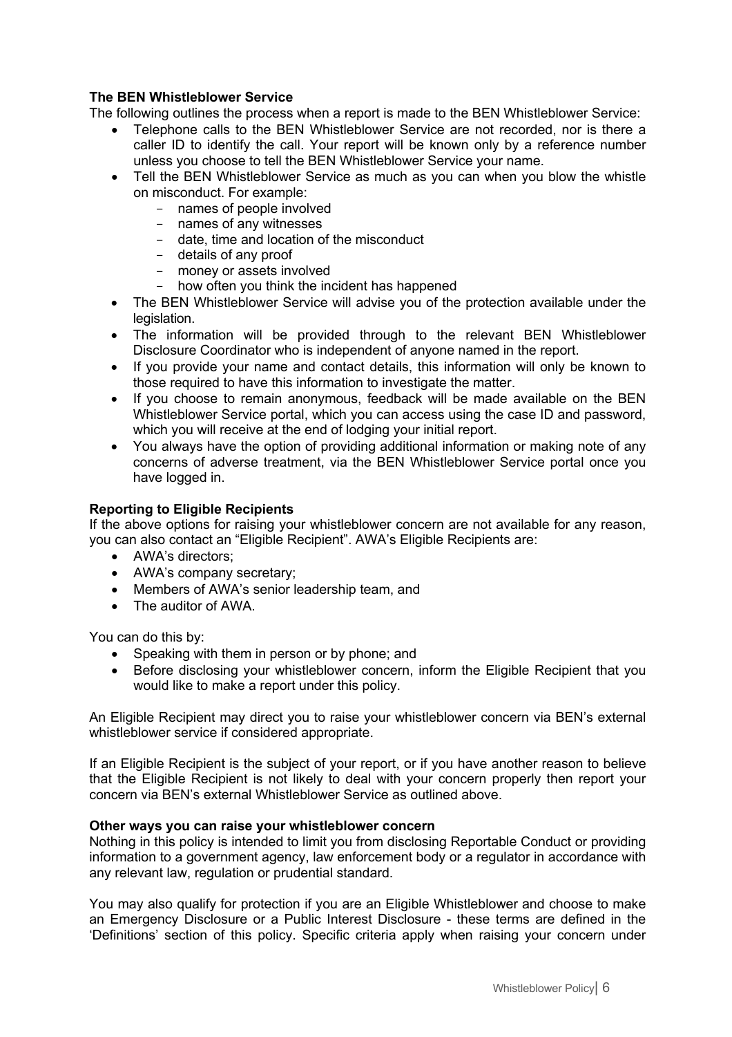**The BEN Whistleblower Service**

The following outlines the process when a report is made to the BEN Whistleblower Service:

- Telephone calls to the BEN Whistleblower Service are not recorded, nor is there a caller ID to identify the call. Your report will be known only by a reference number unless you choose to tell the BEN Whistleblower Service your name.
- Tell the BEN Whistleblower Service as much as you can when you blow the whistle on misconduct. For example:
  - names of people involved
  - names of any witnesses
  - date, time and location of the misconduct
  - details of any proof
  - money or assets involved
  - how often you think the incident has happened
- The BEN Whistleblower Service will advise you of the protection available under the legislation.
- The information will be provided through to the relevant BEN Whistleblower Disclosure Coordinator who is independent of anyone named in the report.
- If you provide your name and contact details, this information will only be known to those required to have this information to investigate the matter.
- If you choose to remain anonymous, feedback will be made available on the BEN Whistleblower Service portal, which you can access using the case ID and password, which you will receive at the end of lodging your initial report.
- You always have the option of providing additional information or making note of any concerns of adverse treatment, via the BEN Whistleblower Service portal once you have logged in.

**Reporting to Eligible Recipients**

If the above options for raising your whistleblower concern are not available for any reason, you can also contact an "Eligible Recipient". AWA's Eligible Recipients are:

- AWA's directors;
- AWA's company secretary;
- Members of AWA's senior leadership team, and
- The auditor of AWA.

You can do this by:

- Speaking with them in person or by phone; and
- Before disclosing your whistleblower concern, inform the Eligible Recipient that you would like to make a report under this policy.

An Eligible Recipient may direct you to raise your whistleblower concern via BEN's external whistleblower service if considered appropriate.

If an Eligible Recipient is the subject of your report, or if you have another reason to believe that the Eligible Recipient is not likely to deal with your concern properly then report your concern via BEN's external Whistleblower Service as outlined above.

**Other ways you can raise your whistleblower concern**

Nothing in this policy is intended to limit you from disclosing Reportable Conduct or providing information to a government agency, law enforcement body or a regulator in accordance with any relevant law, regulation or prudential standard.

You may also qualify for protection if you are an Eligible Whistleblower and choose to make an Emergency Disclosure or a Public Interest Disclosure - these terms are defined in the 'Definitions' section of this policy. Specific criteria apply when raising your concern under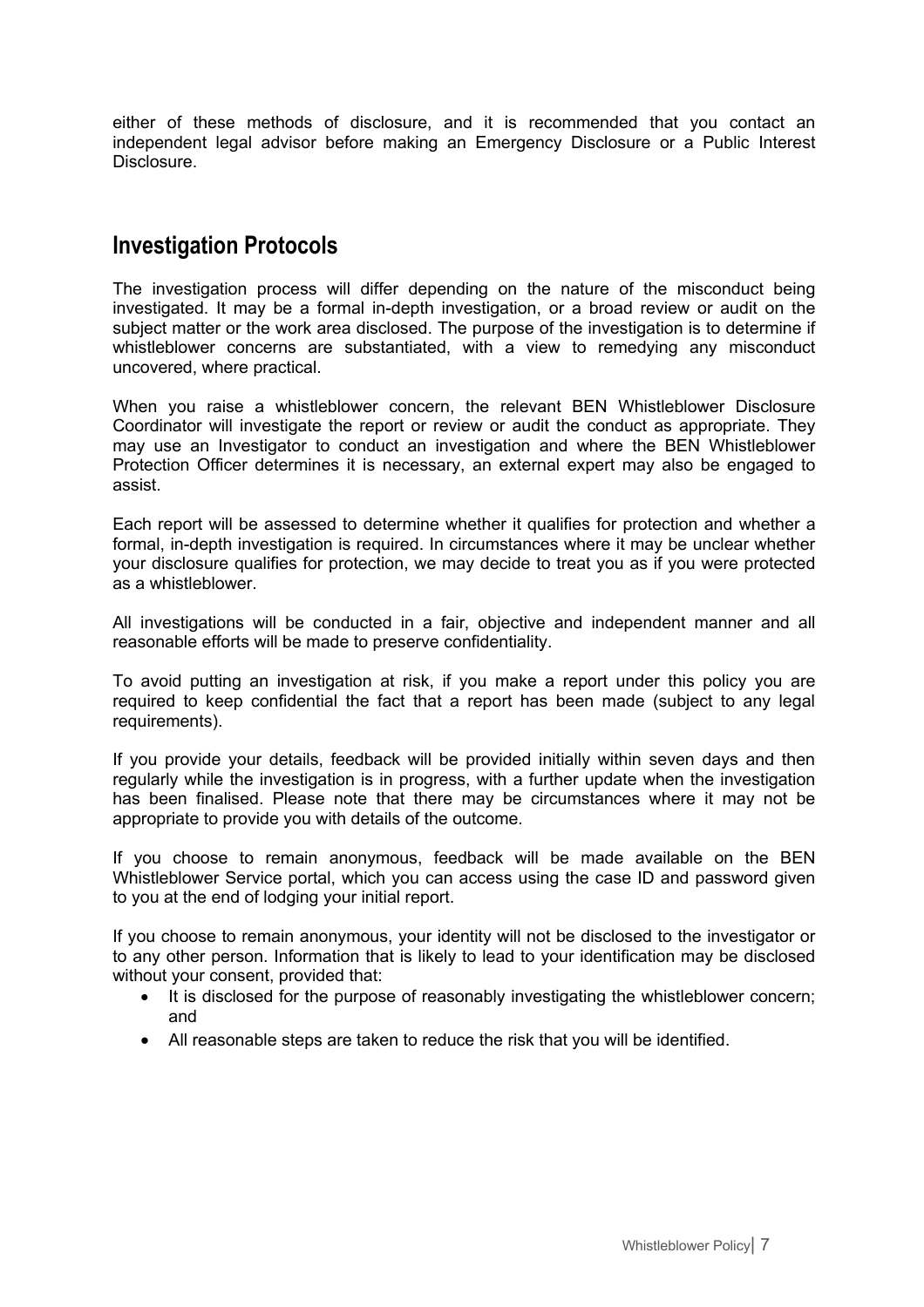either of these methods of disclosure, and it is recommended that you contact an independent legal advisor before making an Emergency Disclosure or a Public Interest Disclosure.

## Investigation Protocols

The investigation process will differ depending on the nature of the misconduct being investigated. It may be a formal in-depth investigation, or a broad review or audit on the subject matter or the work area disclosed. The purpose of the investigation is to determine if whistleblower concerns are substantiated, with a view to remedying any misconduct uncovered, where practical.

When you raise a whistleblower concern, the relevant BEN Whistleblower Disclosure Coordinator will investigate the report or review or audit the conduct as appropriate. They may use an Investigator to conduct an investigation and where the BEN Whistleblower Protection Officer determines it is necessary, an external expert may also be engaged to assist.

Each report will be assessed to determine whether it qualifies for protection and whether a formal, in-depth investigation is required. In circumstances where it may be unclear whether your disclosure qualifies for protection, we may decide to treat you as if you were protected as a whistleblower.

All investigations will be conducted in a fair, objective and independent manner and all reasonable efforts will be made to preserve confidentiality.

To avoid putting an investigation at risk, if you make a report under this policy you are required to keep confidential the fact that a report has been made (subject to any legal requirements).

If you provide your details, feedback will be provided initially within seven days and then regularly while the investigation is in progress, with a further update when the investigation has been finalised. Please note that there may be circumstances where it may not be appropriate to provide you with details of the outcome.

If you choose to remain anonymous, feedback will be made available on the BEN Whistleblower Service portal, which you can access using the case ID and password given to you at the end of lodging your initial report.

If you choose to remain anonymous, your identity will not be disclosed to the investigator or to any other person. Information that is likely to lead to your identification may be disclosed without your consent, provided that:

- It is disclosed for the purpose of reasonably investigating the whistleblower concern; and
- All reasonable steps are taken to reduce the risk that you will be identified.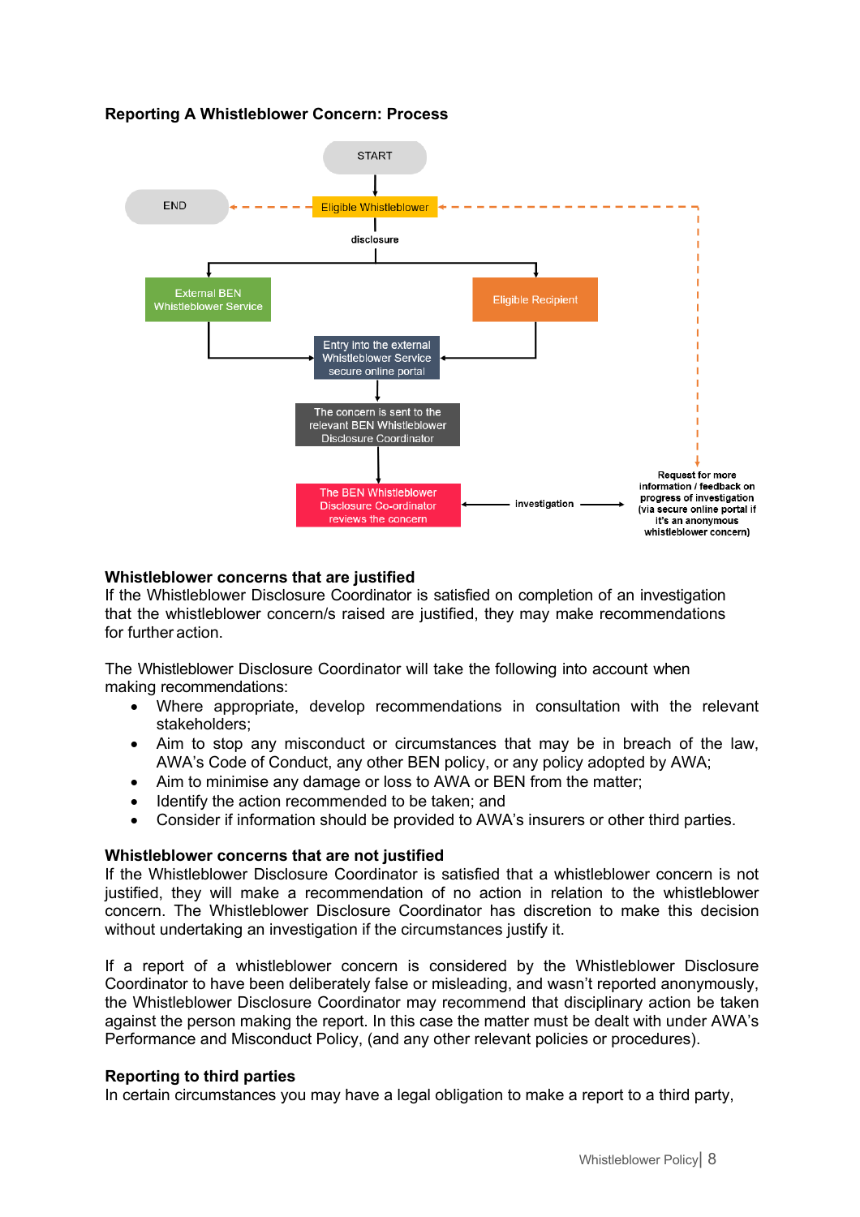### Reporting A Whistleblower Concern: Process

START

Eligible Whistleblower

disclosure

External BEN Whistleblower Service

Eligible Recipient

Entry into the external Whistleblower Service secure online portal

The concern is sent to the relevant BEN Whistleblower Disclosure Coordinator

The BEN Whistleblower Disclosure Co-ordinator reviews the concern

investigation

Request for more information / feedback on progress of investigation (via secure online portal if it's an anonymous whistleblower concern)

END

### Whistleblower concerns that are justified

If the Whistleblower Disclosure Coordinator is satisfied on completion of an investigation that the whistleblower concern/s raised are justified, they may make recommendations for further action.

The Whistleblower Disclosure Coordinator will take the following into account when making recommendations:

- Where appropriate, develop recommendations in consultation with the relevant stakeholders;
- Aim to stop any misconduct or circumstances that may be in breach of the law, AWA's Code of Conduct, any other BEN policy, or any policy adopted by AWA;
- Aim to minimise any damage or loss to AWA or BEN from the matter;
- Identify the action recommended to be taken; and
- Consider if information should be provided to AWA's insurers or other third parties.

### Whistleblower concerns that are not justified

If the Whistleblower Disclosure Coordinator is satisfied that a whistleblower concern is not justified, they will make a recommendation of no action in relation to the whistleblower concern. The Whistleblower Disclosure Coordinator has discretion to make this decision without undertaking an investigation if the circumstances justify it.

If a report of a whistleblower concern is considered by the Whistleblower Disclosure Coordinator to have been deliberately false or misleading, and wasn't reported anonymously, the Whistleblower Disclosure Coordinator may recommend that disciplinary action be taken against the person making the report. In this case the matter must be dealt with under AWA's Performance and Misconduct Policy, (and any other relevant policies or procedures).

### Reporting to third parties

In certain circumstances you may have a legal obligation to make a report to a third party,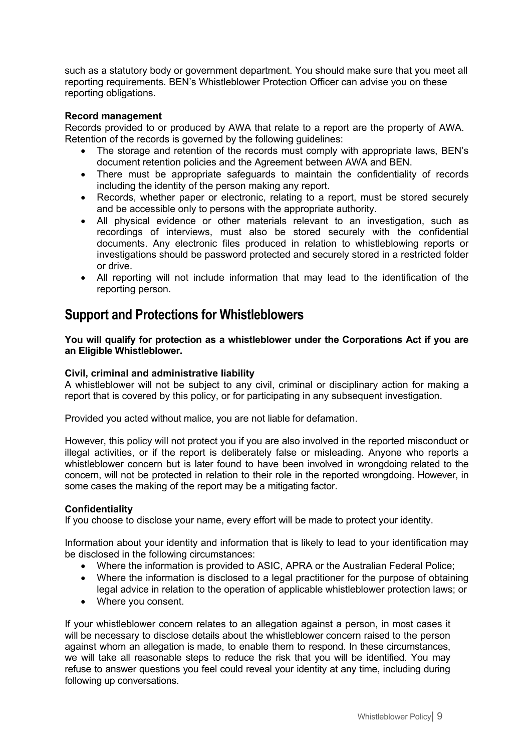such as a statutory body or government department. You should make sure that you meet all reporting requirements. BEN's Whistleblower Protection Officer can advise you on these reporting obligations.

**Record management**

Records provided to or produced by AWA that relate to a report are the property of AWA. Retention of the records is governed by the following guidelines:

- The storage and retention of the records must comply with appropriate laws, BEN's document retention policies and the Agreement between AWA and BEN.
- There must be appropriate safeguards to maintain the confidentiality of records including the identity of the person making any report.
- Records, whether paper or electronic, relating to a report, must be stored securely and be accessible only to persons with the appropriate authority.
- All physical evidence or other materials relevant to an investigation, such as recordings of interviews, must also be stored securely with the confidential documents. Any electronic files produced in relation to whistleblowing reports or investigations should be password protected and securely stored in a restricted folder or drive.
- All reporting will not include information that may lead to the identification of the reporting person.

## Support and Protections for Whistleblowers

**You will qualify for protection as a whistleblower under the Corporations Act if you are an Eligible Whistleblower.**

**Civil, criminal and administrative liability**

A whistleblower will not be subject to any civil, criminal or disciplinary action for making a report that is covered by this policy, or for participating in any subsequent investigation.

Provided you acted without malice, you are not liable for defamation.

However, this policy will not protect you if you are also involved in the reported misconduct or illegal activities, or if the report is deliberately false or misleading. Anyone who reports a whistleblower concern but is later found to have been involved in wrongdoing related to the concern, will not be protected in relation to their role in the reported wrongdoing. However, in some cases the making of the report may be a mitigating factor.

**Confidentiality**

If you choose to disclose your name, every effort will be made to protect your identity.

Information about your identity and information that is likely to lead to your identification may be disclosed in the following circumstances:

- Where the information is provided to ASIC, APRA or the Australian Federal Police;
- Where the information is disclosed to a legal practitioner for the purpose of obtaining legal advice in relation to the operation of applicable whistleblower protection laws; or
- Where you consent.

If your whistleblower concern relates to an allegation against a person, in most cases it will be necessary to disclose details about the whistleblower concern raised to the person against whom an allegation is made, to enable them to respond. In these circumstances, we will take all reasonable steps to reduce the risk that you will be identified. You may refuse to answer questions you feel could reveal your identity at any time, including during following up conversations.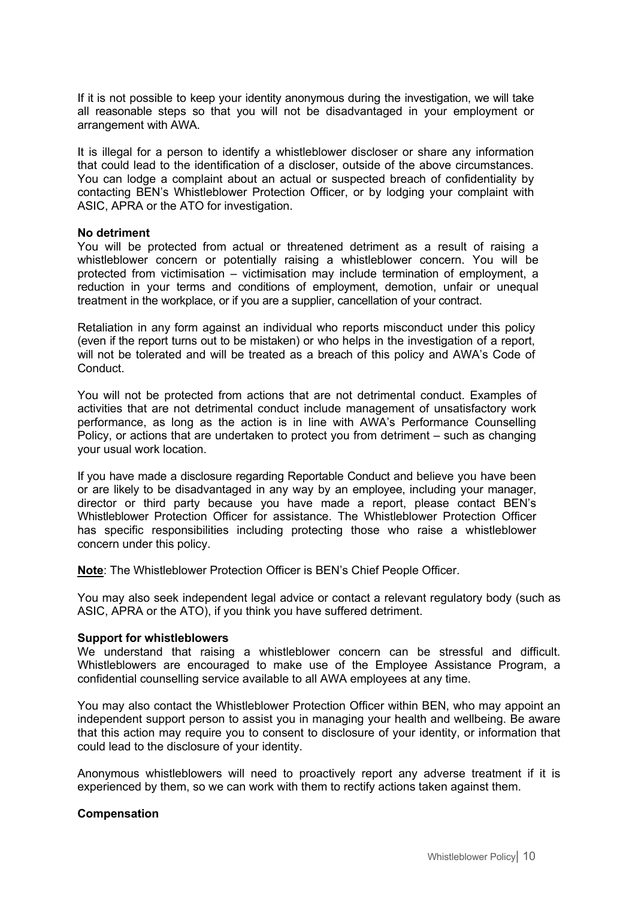If it is not possible to keep your identity anonymous during the investigation, we will take all reasonable steps so that you will not be disadvantaged in your employment or arrangement with AWA.

It is illegal for a person to identify a whistleblower discloser or share any information that could lead to the identification of a discloser, outside of the above circumstances. You can lodge a complaint about an actual or suspected breach of confidentiality by contacting BEN's Whistleblower Protection Officer, or by lodging your complaint with ASIC, APRA or the ATO for investigation.

**No detriment**

You will be protected from actual or threatened detriment as a result of raising a whistleblower concern or potentially raising a whistleblower concern. You will be protected from victimisation – victimisation may include termination of employment, a reduction in your terms and conditions of employment, demotion, unfair or unequal treatment in the workplace, or if you are a supplier, cancellation of your contract.

Retaliation in any form against an individual who reports misconduct under this policy (even if the report turns out to be mistaken) or who helps in the investigation of a report, will not be tolerated and will be treated as a breach of this policy and AWA's Code of Conduct.

You will not be protected from actions that are not detrimental conduct. Examples of activities that are not detrimental conduct include management of unsatisfactory work performance, as long as the action is in line with AWA's Performance Counselling Policy, or actions that are undertaken to protect you from detriment – such as changing your usual work location.

If you have made a disclosure regarding Reportable Conduct and believe you have been or are likely to be disadvantaged in any way by an employee, including your manager, director or third party because you have made a report, please contact BEN's Whistleblower Protection Officer for assistance. The Whistleblower Protection Officer has specific responsibilities including protecting those who raise a whistleblower concern under this policy.

**Note**: The Whistleblower Protection Officer is BEN's Chief People Officer.

You may also seek independent legal advice or contact a relevant regulatory body (such as ASIC, APRA or the ATO), if you think you have suffered detriment.

**Support for whistleblowers**

We understand that raising a whistleblower concern can be stressful and difficult. Whistleblowers are encouraged to make use of the Employee Assistance Program, a confidential counselling service available to all AWA employees at any time.

You may also contact the Whistleblower Protection Officer within BEN, who may appoint an independent support person to assist you in managing your health and wellbeing. Be aware that this action may require you to consent to disclosure of your identity, or information that could lead to the disclosure of your identity.

Anonymous whistleblowers will need to proactively report any adverse treatment if it is experienced by them, so we can work with them to rectify actions taken against them.

**Compensation**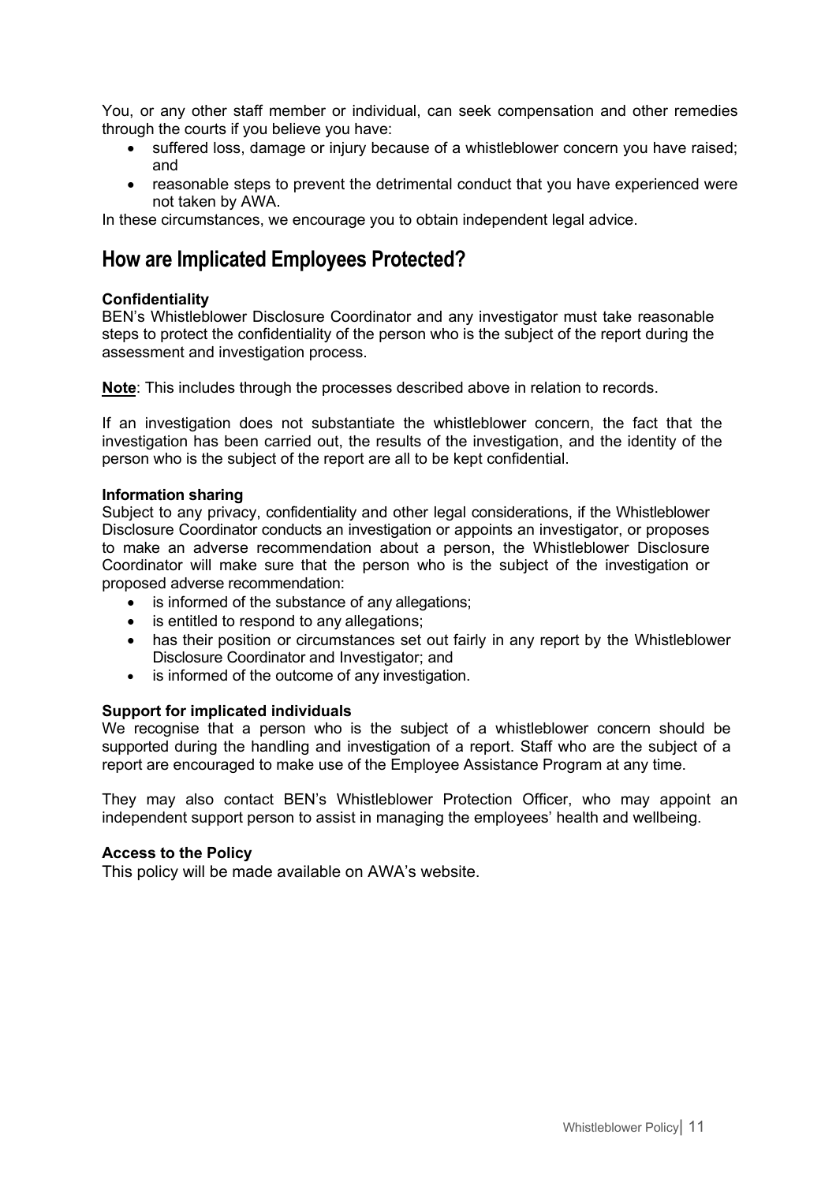You, or any other staff member or individual, can seek compensation and other remedies through the courts if you believe you have:

- suffered loss, damage or injury because of a whistleblower concern you have raised; and
- reasonable steps to prevent the detrimental conduct that you have experienced were not taken by AWA.

In these circumstances, we encourage you to obtain independent legal advice.

## How are Implicated Employees Protected?

**Confidentiality**

BEN's Whistleblower Disclosure Coordinator and any investigator must take reasonable steps to protect the confidentiality of the person who is the subject of the report during the assessment and investigation process.

**Note**: This includes through the processes described above in relation to records.

If an investigation does not substantiate the whistleblower concern, the fact that the investigation has been carried out, the results of the investigation, and the identity of the person who is the subject of the report are all to be kept confidential.

**Information sharing**

Subject to any privacy, confidentiality and other legal considerations, if the Whistleblower Disclosure Coordinator conducts an investigation or appoints an investigator, or proposes to make an adverse recommendation about a person, the Whistleblower Disclosure Coordinator will make sure that the person who is the subject of the investigation or proposed adverse recommendation:

- is informed of the substance of any allegations;
- is entitled to respond to any allegations;
- has their position or circumstances set out fairly in any report by the Whistleblower Disclosure Coordinator and Investigator; and
- is informed of the outcome of any investigation.

**Support for implicated individuals**

We recognise that a person who is the subject of a whistleblower concern should be supported during the handling and investigation of a report. Staff who are the subject of a report are encouraged to make use of the Employee Assistance Program at any time.

They may also contact BEN's Whistleblower Protection Officer, who may appoint an independent support person to assist in managing the employees' health and wellbeing.

**Access to the Policy**

This policy will be made available on AWA's website.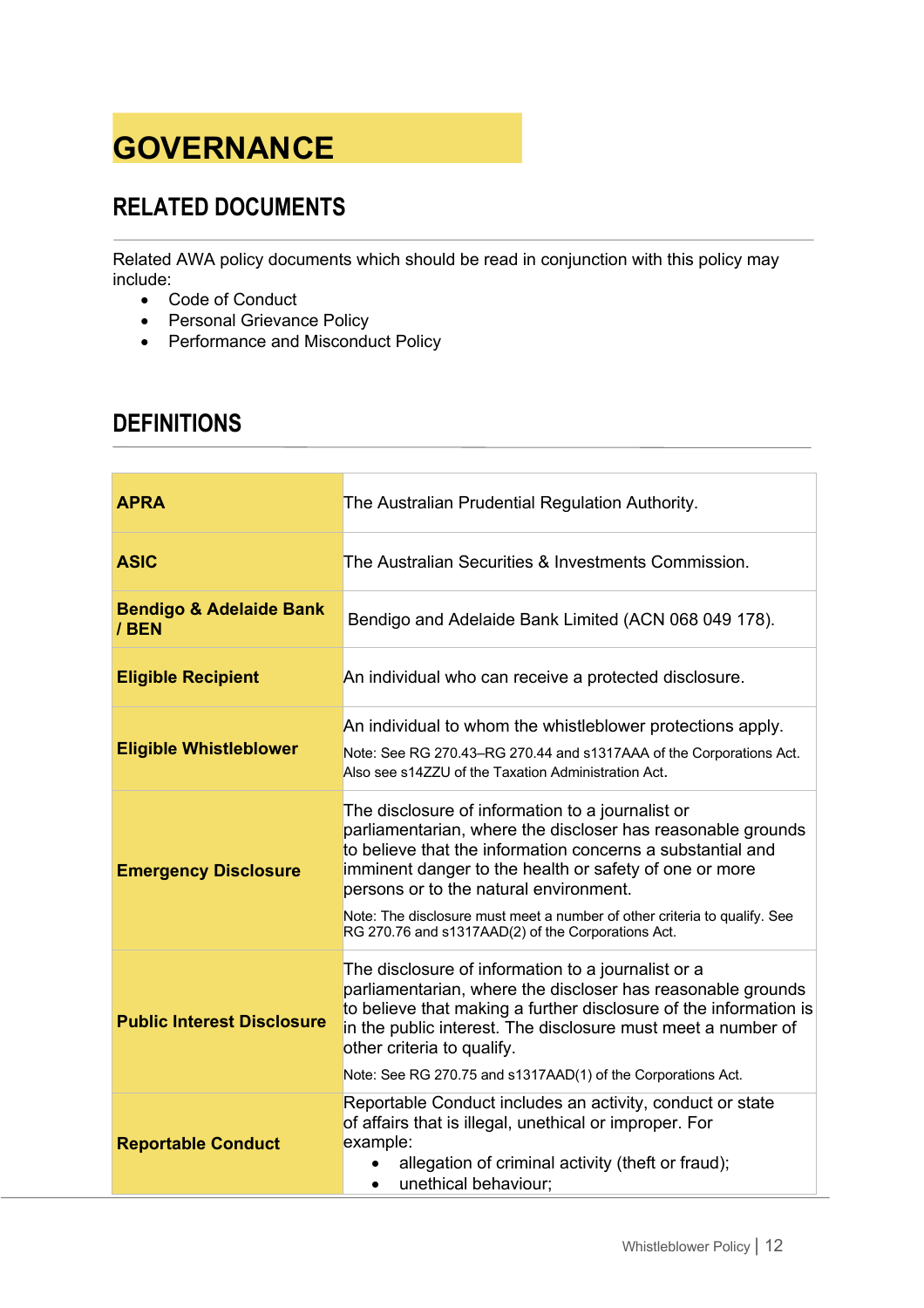# GOVERNANCE

## RELATED DOCUMENTS

Related AWA policy documents which should be read in conjunction with this policy may include:

- Code of Conduct
- Personal Grievance Policy
- Performance and Misconduct Policy

## DEFINITIONS

| Term | Definition |
|---|---|
| **APRA** | The Australian Prudential Regulation Authority. |
| **ASIC** | The Australian Securities & Investments Commission. |
| **Bendigo & Adelaide Bank / BEN** | Bendigo and Adelaide Bank Limited (ACN 068 049 178). |
| **Eligible Recipient** | An individual who can receive a protected disclosure. |
| **Eligible Whistleblower** | An individual to whom the whistleblower protections apply.<br>Note: See RG 270.43–RG 270.44 and s1317AAA of the Corporations Act. Also see s14ZZU of the Taxation Administration Act. |
| **Emergency Disclosure** | The disclosure of information to a journalist or parliamentarian, where the discloser has reasonable grounds to believe that the information concerns a substantial and imminent danger to the health or safety of one or more persons or to the natural environment.<br>Note: The disclosure must meet a number of other criteria to qualify. See RG 270.76 and s1317AAD(2) of the Corporations Act. |
| **Public Interest Disclosure** | The disclosure of information to a journalist or a parliamentarian, where the discloser has reasonable grounds to believe that making a further disclosure of the information is in the public interest. The disclosure must meet a number of other criteria to qualify.<br>Note: See RG 270.75 and s1317AAD(1) of the Corporations Act. |
| **Reportable Conduct** | Reportable Conduct includes an activity, conduct or state of affairs that is illegal, unethical or improper. For example:<br>• allegation of criminal activity (theft or fraud);<br>• unethical behaviour; |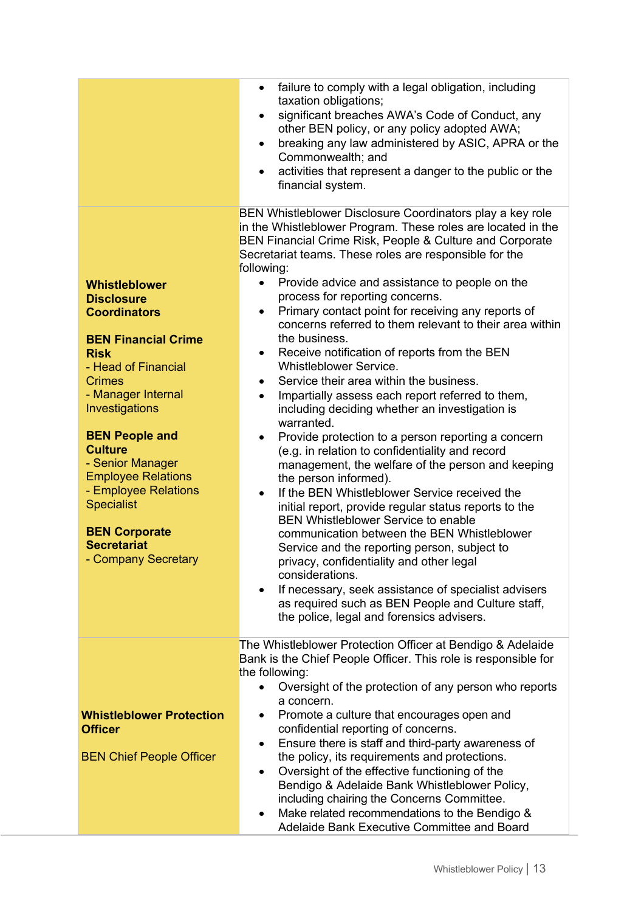| | |
|---|---|
| | • failure to comply with a legal obligation, including taxation obligations;<br>• significant breaches AWA's Code of Conduct, any other BEN policy, or any policy adopted AWA;<br>• breaking any law administered by ASIC, APRA or the Commonwealth; and<br>• activities that represent a danger to the public or the financial system. |
| **Whistleblower Disclosure Coordinators**<br><br>**BEN Financial Crime Risk**<br>- Head of Financial Crimes<br>- Manager Internal Investigations<br><br>**BEN People and Culture**<br>- Senior Manager Employee Relations<br>- Employee Relations Specialist<br><br>**BEN Corporate Secretariat**<br>- Company Secretary | BEN Whistleblower Disclosure Coordinators play a key role in the Whistleblower Program. These roles are located in the BEN Financial Crime Risk, People & Culture and Corporate Secretariat teams. These roles are responsible for the following:<br>• Provide advice and assistance to people on the process for reporting concerns.<br>• Primary contact point for receiving any reports of concerns referred to them relevant to their area within the business.<br>• Receive notification of reports from the BEN Whistleblower Service.<br>• Service their area within the business.<br>• Impartially assess each report referred to them, including deciding whether an investigation is warranted.<br>• Provide protection to a person reporting a concern (e.g. in relation to confidentiality and record management, the welfare of the person and keeping the person informed).<br>• If the BEN Whistleblower Service received the initial report, provide regular status reports to the BEN Whistleblower Service to enable communication between the BEN Whistleblower Service and the reporting person, subject to privacy, confidentiality and other legal considerations.<br>• If necessary, seek assistance of specialist advisers as required such as BEN People and Culture staff, the police, legal and forensics advisers. |
| **Whistleblower Protection Officer**<br><br>BEN Chief People Officer | The Whistleblower Protection Officer at Bendigo & Adelaide Bank is the Chief People Officer. This role is responsible for the following:<br>• Oversight of the protection of any person who reports a concern.<br>• Promote a culture that encourages open and confidential reporting of concerns.<br>• Ensure there is staff and third-party awareness of the policy, its requirements and protections.<br>• Oversight of the effective functioning of the Bendigo & Adelaide Bank Whistleblower Policy, including chairing the Concerns Committee.<br>• Make related recommendations to the Bendigo & Adelaide Bank Executive Committee and Board |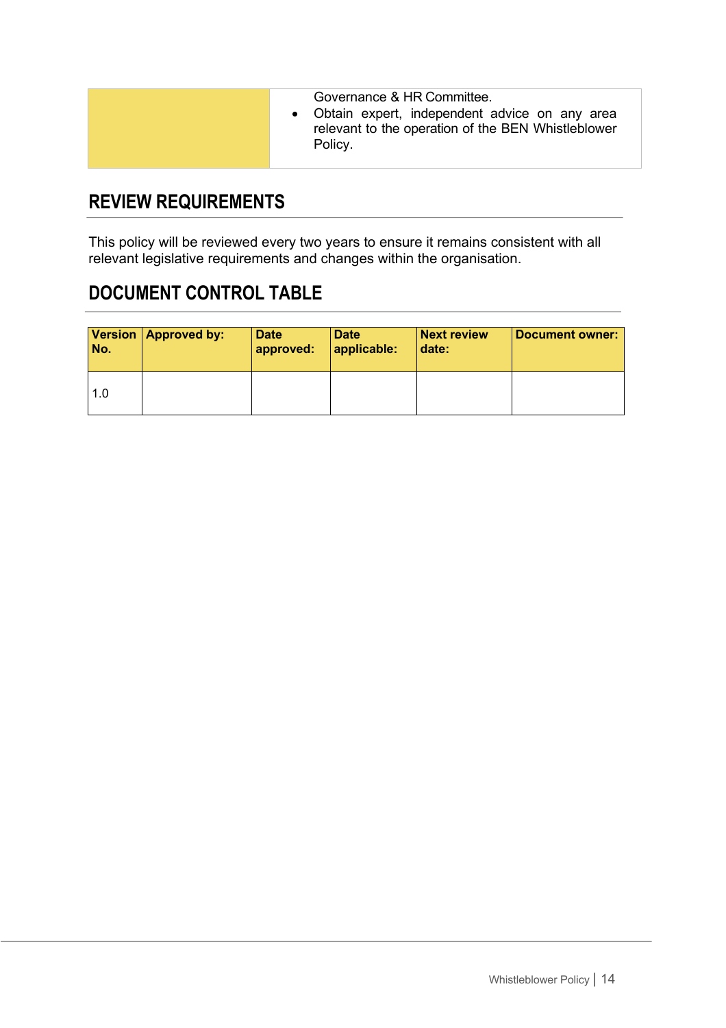| | |
|---|---|
| | Governance & HR Committee.<br>• Obtain expert, independent advice on any area relevant to the operation of the BEN Whistleblower Policy. |

## REVIEW REQUIREMENTS

This policy will be reviewed every two years to ensure it remains consistent with all relevant legislative requirements and changes within the organisation.

## DOCUMENT CONTROL TABLE

| Version No. | Approved by: | Date approved: | Date applicable: | Next review date: | Document owner: |
|---|---|---|---|---|---|
| 1.0 | | | | | |